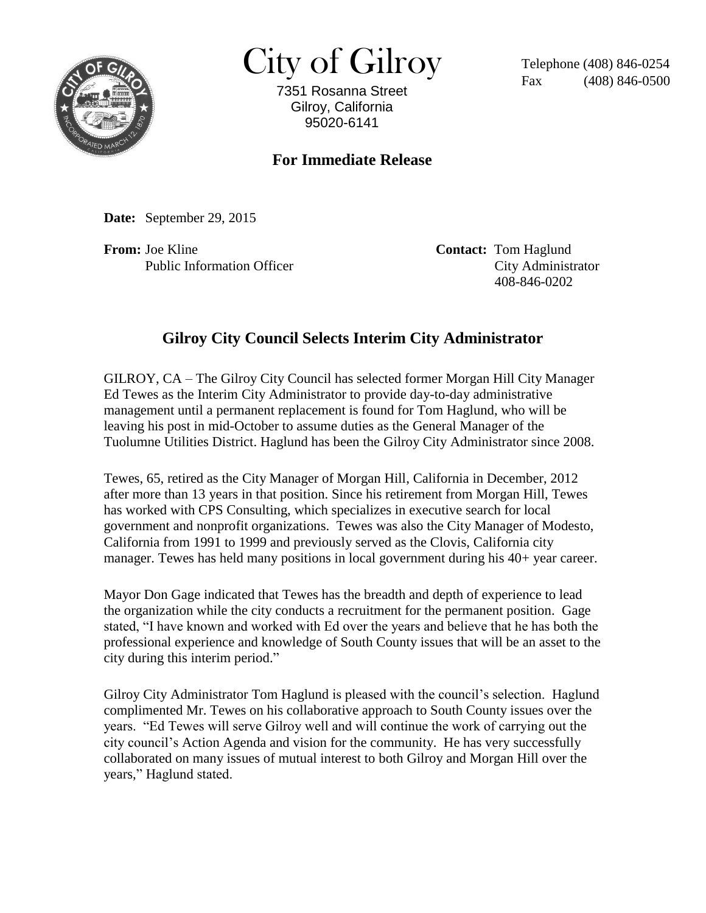# City of Gilroy

7351 Rosanna Street
Gilroy, California
95020-6141

Telephone (408) 846-0254
Fax (408) 846-0500

**For Immediate Release**

**Date:** September 29, 2015

**From:** Joe Kline
Public Information Officer

**Contact:** Tom Haglund
City Administrator
408-846-0202

## Gilroy City Council Selects Interim City Administrator

GILROY, CA – The Gilroy City Council has selected former Morgan Hill City Manager Ed Tewes as the Interim City Administrator to provide day-to-day administrative management until a permanent replacement is found for Tom Haglund, who will be leaving his post in mid-October to assume duties as the General Manager of the Tuolumne Utilities District. Haglund has been the Gilroy City Administrator since 2008.

Tewes, 65, retired as the City Manager of Morgan Hill, California in December, 2012 after more than 13 years in that position. Since his retirement from Morgan Hill, Tewes has worked with CPS Consulting, which specializes in executive search for local government and nonprofit organizations. Tewes was also the City Manager of Modesto, California from 1991 to 1999 and previously served as the Clovis, California city manager. Tewes has held many positions in local government during his 40+ year career.

Mayor Don Gage indicated that Tewes has the breadth and depth of experience to lead the organization while the city conducts a recruitment for the permanent position. Gage stated, "I have known and worked with Ed over the years and believe that he has both the professional experience and knowledge of South County issues that will be an asset to the city during this interim period."

Gilroy City Administrator Tom Haglund is pleased with the council's selection. Haglund complimented Mr. Tewes on his collaborative approach to South County issues over the years. "Ed Tewes will serve Gilroy well and will continue the work of carrying out the city council's Action Agenda and vision for the community. He has very successfully collaborated on many issues of mutual interest to both Gilroy and Morgan Hill over the years," Haglund stated.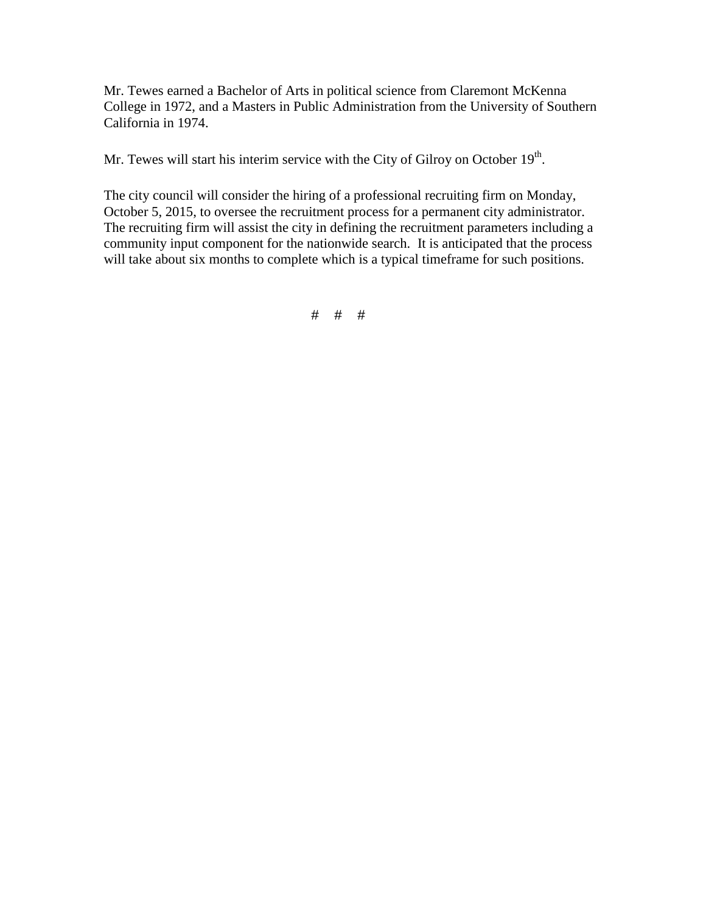Mr. Tewes earned a Bachelor of Arts in political science from Claremont McKenna College in 1972, and a Masters in Public Administration from the University of Southern California in 1974.

Mr. Tewes will start his interim service with the City of Gilroy on October 19th.

The city council will consider the hiring of a professional recruiting firm on Monday, October 5, 2015, to oversee the recruitment process for a permanent city administrator. The recruiting firm will assist the city in defining the recruitment parameters including a community input component for the nationwide search. It is anticipated that the process will take about six months to complete which is a typical timeframe for such positions.

# # #